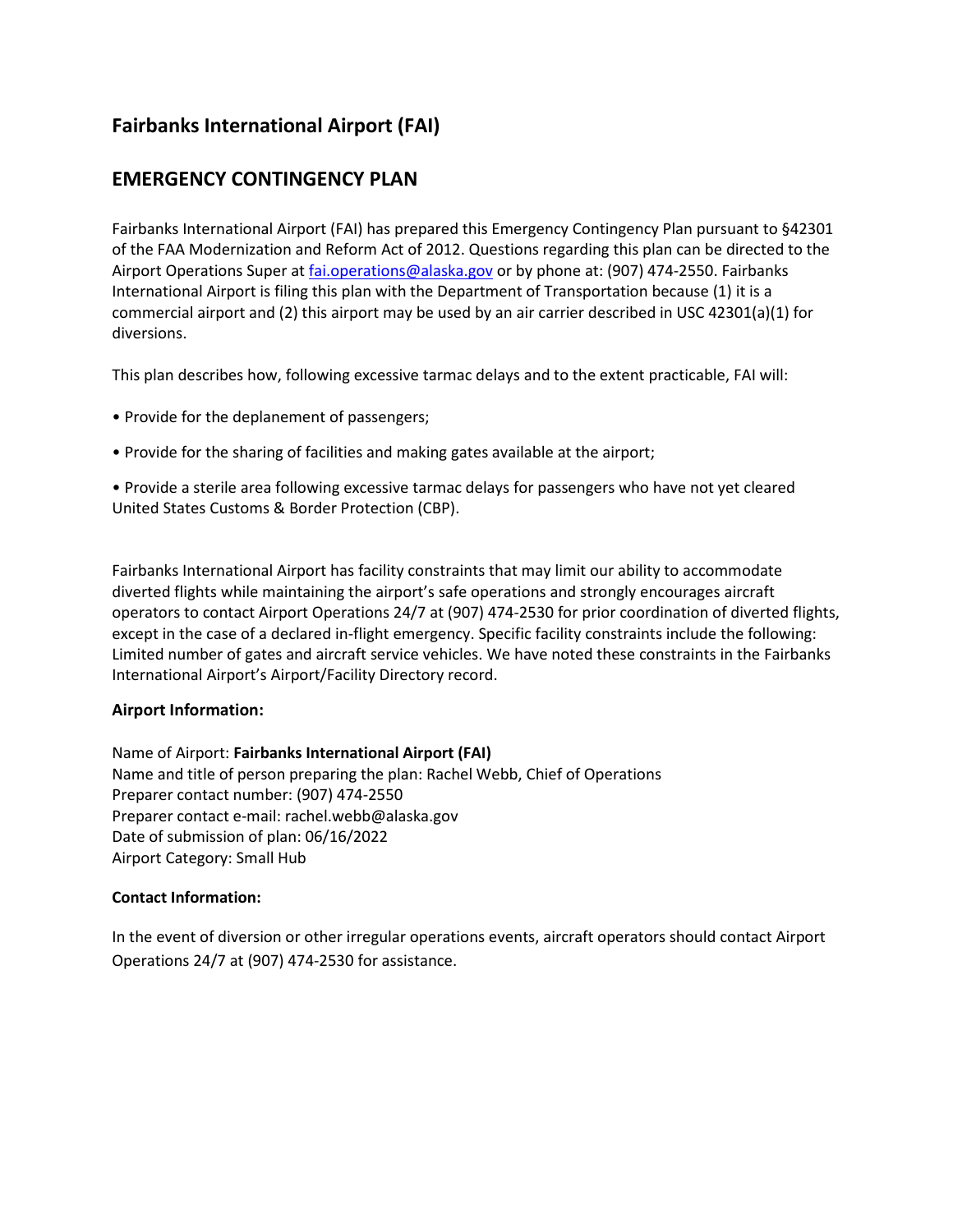## Fairbanks International Airport (FAI)

## EMERGENCY CONTINGENCY PLAN

Fairbanks International Airport (FAI) has prepared this Emergency Contingency Plan pursuant to §42301 of the FAA Modernization and Reform Act of 2012. Questions regarding this plan can be directed to the Airport Operations Super at fai.operations@alaska.gov or by phone at: (907) 474-2550. Fairbanks International Airport is filing this plan with the Department of Transportation because (1) it is a commercial airport and (2) this airport may be used by an air carrier described in USC 42301(a)(1) for diversions.

This plan describes how, following excessive tarmac delays and to the extent practicable, FAI will:

- Provide for the deplanement of passengers;
- Provide for the sharing of facilities and making gates available at the airport;
- Provide a sterile area following excessive tarmac delays for passengers who have not yet cleared United States Customs & Border Protection (CBP).

Fairbanks International Airport has facility constraints that may limit our ability to accommodate diverted flights while maintaining the airport's safe operations and strongly encourages aircraft operators to contact Airport Operations 24/7 at (907) 474-2530 for prior coordination of diverted flights, except in the case of a declared in-flight emergency. Specific facility constraints include the following: Limited number of gates and aircraft service vehicles. We have noted these constraints in the Fairbanks International Airport's Airport/Facility Directory record.

**Airport Information:**

Name of Airport: **Fairbanks International Airport (FAI)**
Name and title of person preparing the plan: Rachel Webb, Chief of Operations
Preparer contact number: (907) 474-2550
Preparer contact e-mail: rachel.webb@alaska.gov
Date of submission of plan: 06/16/2022
Airport Category: Small Hub

**Contact Information:**

In the event of diversion or other irregular operations events, aircraft operators should contact Airport Operations 24/7 at (907) 474-2530 for assistance.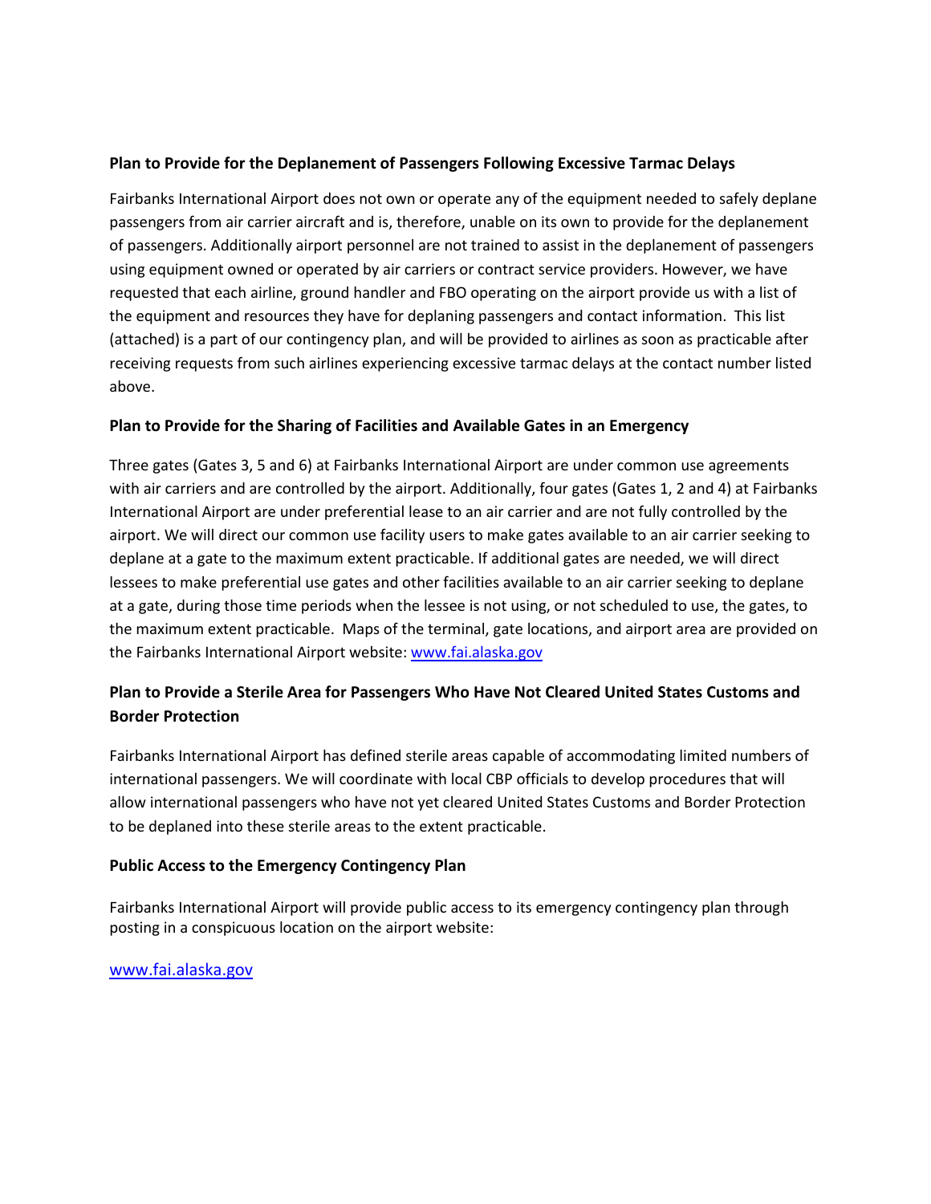**Plan to Provide for the Deplanement of Passengers Following Excessive Tarmac Delays**

Fairbanks International Airport does not own or operate any of the equipment needed to safely deplane passengers from air carrier aircraft and is, therefore, unable on its own to provide for the deplanement of passengers. Additionally airport personnel are not trained to assist in the deplanement of passengers using equipment owned or operated by air carriers or contract service providers. However, we have requested that each airline, ground handler and FBO operating on the airport provide us with a list of the equipment and resources they have for deplaning passengers and contact information. This list (attached) is a part of our contingency plan, and will be provided to airlines as soon as practicable after receiving requests from such airlines experiencing excessive tarmac delays at the contact number listed above.

**Plan to Provide for the Sharing of Facilities and Available Gates in an Emergency**

Three gates (Gates 3, 5 and 6) at Fairbanks International Airport are under common use agreements with air carriers and are controlled by the airport. Additionally, four gates (Gates 1, 2 and 4) at Fairbanks International Airport are under preferential lease to an air carrier and are not fully controlled by the airport. We will direct our common use facility users to make gates available to an air carrier seeking to deplane at a gate to the maximum extent practicable. If additional gates are needed, we will direct lessees to make preferential use gates and other facilities available to an air carrier seeking to deplane at a gate, during those time periods when the lessee is not using, or not scheduled to use, the gates, to the maximum extent practicable. Maps of the terminal, gate locations, and airport area are provided on the Fairbanks International Airport website: [www.fai.alaska.gov](www.fai.alaska.gov)

**Plan to Provide a Sterile Area for Passengers Who Have Not Cleared United States Customs and Border Protection**

Fairbanks International Airport has defined sterile areas capable of accommodating limited numbers of international passengers. We will coordinate with local CBP officials to develop procedures that will allow international passengers who have not yet cleared United States Customs and Border Protection to be deplaned into these sterile areas to the extent practicable.

**Public Access to the Emergency Contingency Plan**

Fairbanks International Airport will provide public access to its emergency contingency plan through posting in a conspicuous location on the airport website:

[www.fai.alaska.gov](www.fai.alaska.gov)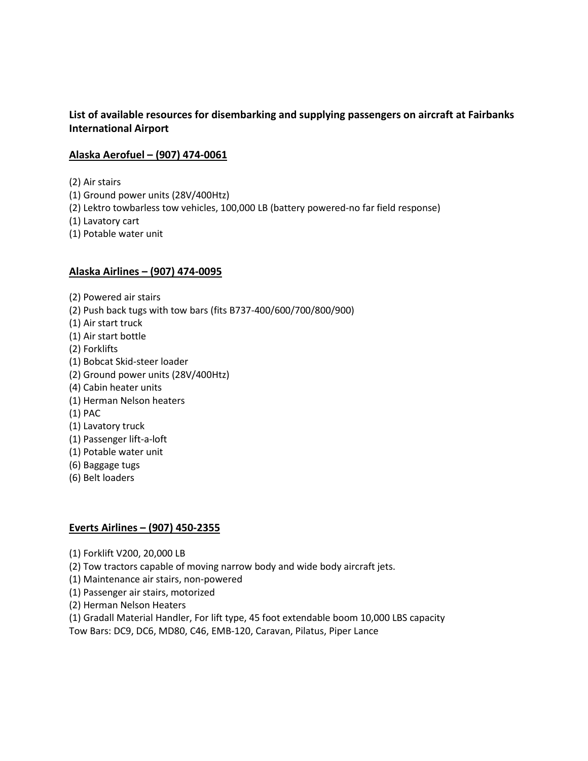**List of available resources for disembarking and supplying passengers on aircraft at Fairbanks International Airport**

**Alaska Aerofuel – (907) 474-0061**

(2) Air stairs
(1) Ground power units (28V/400Htz)
(2) Lektro towbarless tow vehicles, 100,000 LB (battery powered-no far field response)
(1) Lavatory cart
(1) Potable water unit

**Alaska Airlines – (907) 474-0095**

(2) Powered air stairs
(2) Push back tugs with tow bars (fits B737-400/600/700/800/900)
(1) Air start truck
(1) Air start bottle
(2) Forklifts
(1) Bobcat Skid-steer loader
(2) Ground power units (28V/400Htz)
(4) Cabin heater units
(1) Herman Nelson heaters
(1) PAC
(1) Lavatory truck
(1) Passenger lift-a-loft
(1) Potable water unit
(6) Baggage tugs
(6) Belt loaders

**Everts Airlines – (907) 450-2355**

(1) Forklift V200, 20,000 LB
(2) Tow tractors capable of moving narrow body and wide body aircraft jets.
(1) Maintenance air stairs, non-powered
(1) Passenger air stairs, motorized
(2) Herman Nelson Heaters
(1) Gradall Material Handler, For lift type, 45 foot extendable boom 10,000 LBS capacity
Tow Bars: DC9, DC6, MD80, C46, EMB-120, Caravan, Pilatus, Piper Lance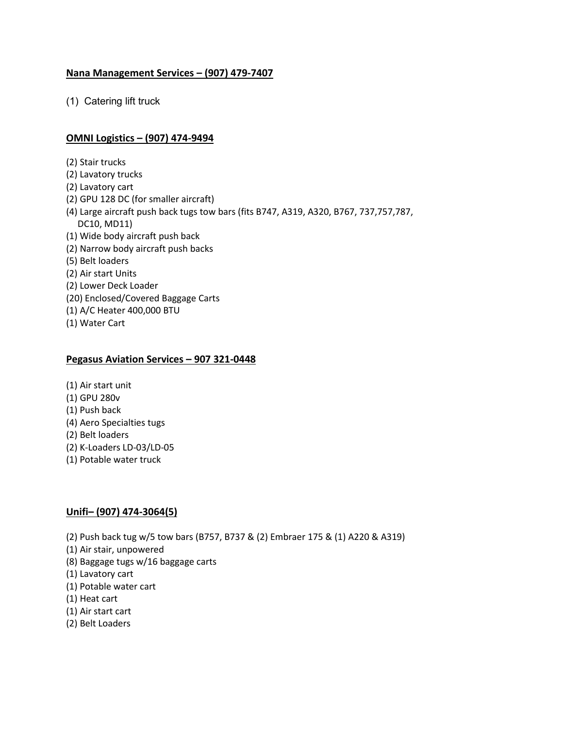**Nana Management Services – (907) 479-7407**

(1) Catering lift truck

**OMNI Logistics – (907) 474-9494**

(2) Stair trucks
(2) Lavatory trucks
(2) Lavatory cart
(2) GPU 128 DC (for smaller aircraft)
(4) Large aircraft push back tugs tow bars (fits B747, A319, A320, B767, 737,757,787, DC10, MD11)
(1) Wide body aircraft push back
(2) Narrow body aircraft push backs
(5) Belt loaders
(2) Air start Units
(2) Lower Deck Loader
(20) Enclosed/Covered Baggage Carts
(1) A/C Heater 400,000 BTU
(1) Water Cart

**Pegasus Aviation Services – 907 321-0448**

(1) Air start unit
(1) GPU 280v
(1) Push back
(4) Aero Specialties tugs
(2) Belt loaders
(2) K-Loaders LD-03/LD-05
(1) Potable water truck

**Unifi– (907) 474-3064(5)**

(2) Push back tug w/5 tow bars (B757, B737 & (2) Embraer 175 & (1) A220 & A319)
(1) Air stair, unpowered
(8) Baggage tugs w/16 baggage carts
(1) Lavatory cart
(1) Potable water cart
(1) Heat cart
(1) Air start cart
(2) Belt Loaders